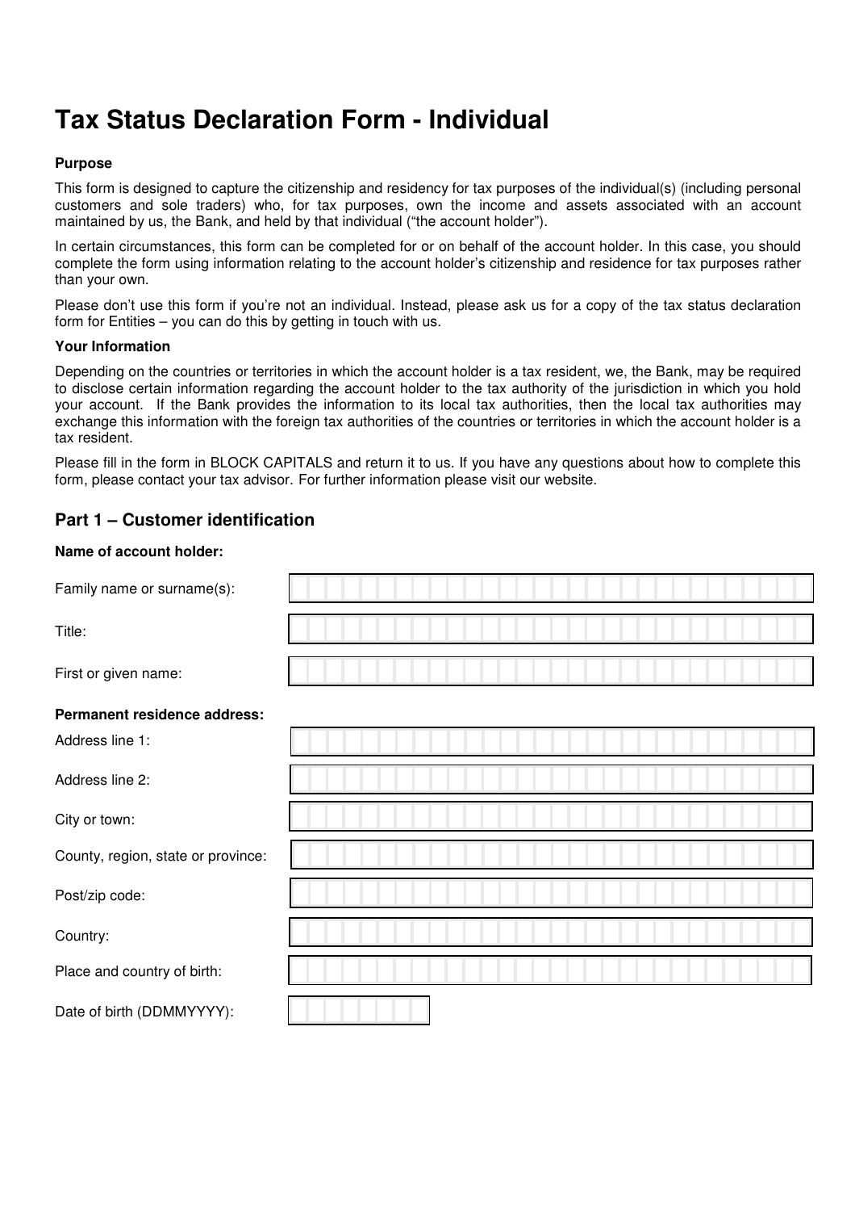# Tax Status Declaration Form - Individual

**Purpose**

This form is designed to capture the citizenship and residency for tax purposes of the individual(s) (including personal customers and sole traders) who, for tax purposes, own the income and assets associated with an account maintained by us, the Bank, and held by that individual ("the account holder").

In certain circumstances, this form can be completed for or on behalf of the account holder. In this case, you should complete the form using information relating to the account holder's citizenship and residence for tax purposes rather than your own.

Please don't use this form if you're not an individual. Instead, please ask us for a copy of the tax status declaration form for Entities – you can do this by getting in touch with us.

**Your Information**

Depending on the countries or territories in which the account holder is a tax resident, we, the Bank, may be required to disclose certain information regarding the account holder to the tax authority of the jurisdiction in which you hold your account. If the Bank provides the information to its local tax authorities, then the local tax authorities may exchange this information with the foreign tax authorities of the countries or territories in which the account holder is a tax resident.

Please fill in the form in BLOCK CAPITALS and return it to us. If you have any questions about how to complete this form, please contact your tax advisor. For further information please visit our website.

## Part 1 – Customer identification

**Name of account holder:**

Family name or surname(s):

Title:

First or given name:

**Permanent residence address:**

Address line 1:

Address line 2:

City or town:

County, region, state or province:

Post/zip code:

Country:

Place and country of birth:

Date of birth (DDMMYYYY):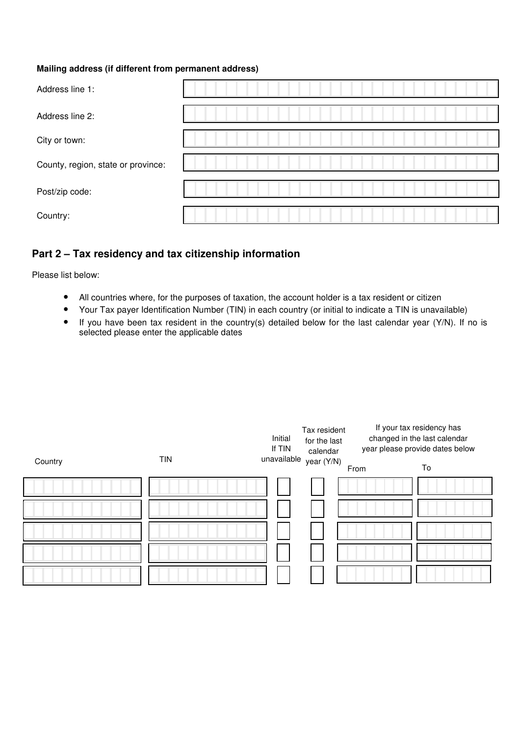**Mailing address (if different from permanent address)**

| Field | |
|---|---|
| Address line 1: | |
| Address line 2: | |
| City or town: | |
| County, region, state or province: | |
| Post/zip code: | |
| Country: | |

## Part 2 – Tax residency and tax citizenship information

Please list below:

- All countries where, for the purposes of taxation, the account holder is a tax resident or citizen
- Your Tax payer Identification Number (TIN) in each country (or initial to indicate a TIN is unavailable)
- If you have been tax resident in the country(s) detailed below for the last calendar year (Y/N). If no is selected please enter the applicable dates

| Country | TIN | Initial If TIN unavailable | Tax resident for the last calendar year (Y/N) | If your tax residency has changed in the last calendar year please provide dates below | |
|---|---|---|---|---|---|
| | | | | From | To |
| | | | | | |
| | | | | | |
| | | | | | |
| | | | | | |
| | | | | | |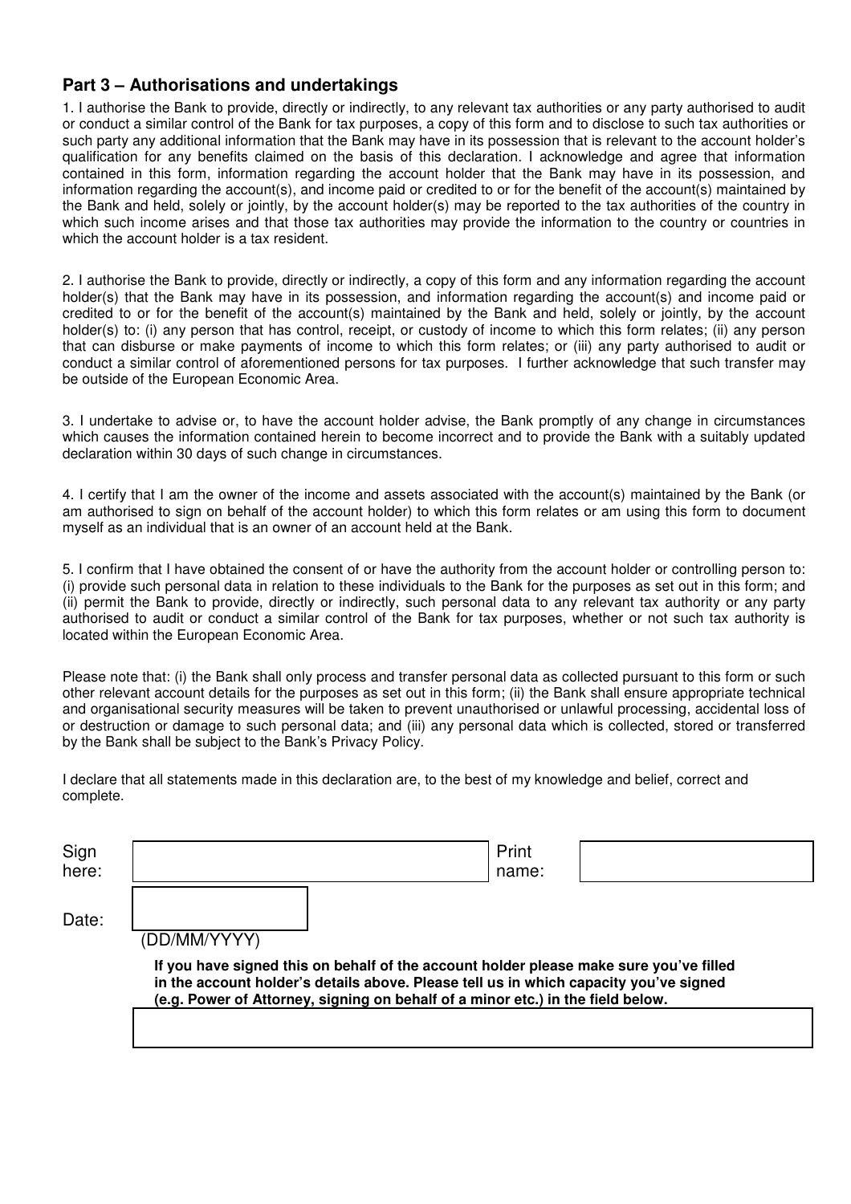## Part 3 – Authorisations and undertakings

1. I authorise the Bank to provide, directly or indirectly, to any relevant tax authorities or any party authorised to audit or conduct a similar control of the Bank for tax purposes, a copy of this form and to disclose to such tax authorities or such party any additional information that the Bank may have in its possession that is relevant to the account holder's qualification for any benefits claimed on the basis of this declaration. I acknowledge and agree that information contained in this form, information regarding the account holder that the Bank may have in its possession, and information regarding the account(s), and income paid or credited to or for the benefit of the account(s) maintained by the Bank and held, solely or jointly, by the account holder(s) may be reported to the tax authorities of the country in which such income arises and that those tax authorities may provide the information to the country or countries in which the account holder is a tax resident.

2. I authorise the Bank to provide, directly or indirectly, a copy of this form and any information regarding the account holder(s) that the Bank may have in its possession, and information regarding the account(s) and income paid or credited to or for the benefit of the account(s) maintained by the Bank and held, solely or jointly, by the account holder(s) to: (i) any person that has control, receipt, or custody of income to which this form relates; (ii) any person that can disburse or make payments of income to which this form relates; or (iii) any party authorised to audit or conduct a similar control of aforementioned persons for tax purposes. I further acknowledge that such transfer may be outside of the European Economic Area.

3. I undertake to advise or, to have the account holder advise, the Bank promptly of any change in circumstances which causes the information contained herein to become incorrect and to provide the Bank with a suitably updated declaration within 30 days of such change in circumstances.

4. I certify that I am the owner of the income and assets associated with the account(s) maintained by the Bank (or am authorised to sign on behalf of the account holder) to which this form relates or am using this form to document myself as an individual that is an owner of an account held at the Bank.

5. I confirm that I have obtained the consent of or have the authority from the account holder or controlling person to: (i) provide such personal data in relation to these individuals to the Bank for the purposes as set out in this form; and (ii) permit the Bank to provide, directly or indirectly, such personal data to any relevant tax authority or any party authorised to audit or conduct a similar control of the Bank for tax purposes, whether or not such tax authority is located within the European Economic Area.

Please note that: (i) the Bank shall only process and transfer personal data as collected pursuant to this form or such other relevant account details for the purposes as set out in this form; (ii) the Bank shall ensure appropriate technical and organisational security measures will be taken to prevent unauthorised or unlawful processing, accidental loss of or destruction or damage to such personal data; and (iii) any personal data which is collected, stored or transferred by the Bank shall be subject to the Bank's Privacy Policy.

I declare that all statements made in this declaration are, to the best of my knowledge and belief, correct and complete.

Sign here: ______________________ Print name: ______________________

Date: ______________________
(DD/MM/YYYY)

**If you have signed this on behalf of the account holder please make sure you've filled in the account holder's details above. Please tell us in which capacity you've signed (e.g. Power of Attorney, signing on behalf of a minor etc.) in the field below.**

______________________